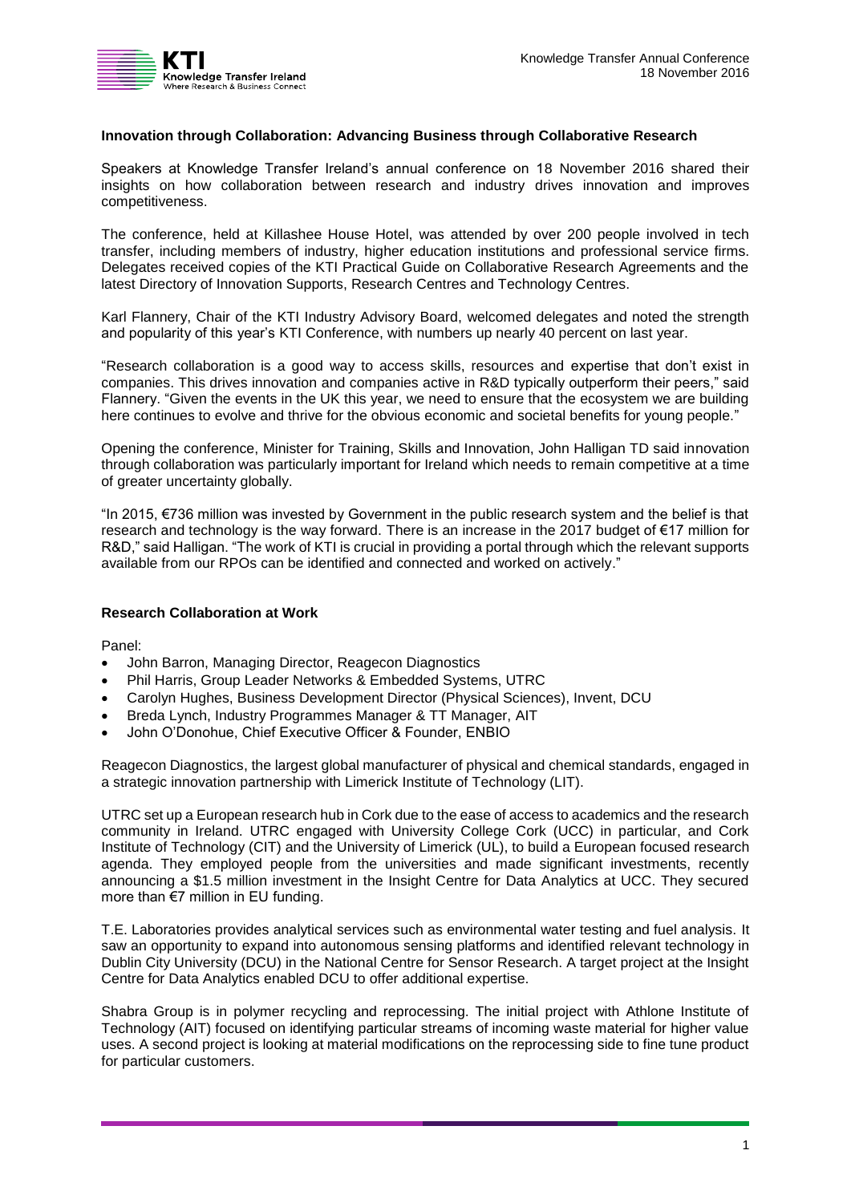### Innovation through Collaboration: Advancing Business through Collaborative Research

Speakers at Knowledge Transfer Ireland's annual conference on 18 November 2016 shared their insights on how collaboration between research and industry drives innovation and improves competitiveness.

The conference, held at Killashee House Hotel, was attended by over 200 people involved in tech transfer, including members of industry, higher education institutions and professional service firms. Delegates received copies of the KTI Practical Guide on Collaborative Research Agreements and the latest Directory of Innovation Supports, Research Centres and Technology Centres.

Karl Flannery, Chair of the KTI Industry Advisory Board, welcomed delegates and noted the strength and popularity of this year's KTI Conference, with numbers up nearly 40 percent on last year.

"Research collaboration is a good way to access skills, resources and expertise that don't exist in companies. This drives innovation and companies active in R&D typically outperform their peers," said Flannery. "Given the events in the UK this year, we need to ensure that the ecosystem we are building here continues to evolve and thrive for the obvious economic and societal benefits for young people."

Opening the conference, Minister for Training, Skills and Innovation, John Halligan TD said innovation through collaboration was particularly important for Ireland which needs to remain competitive at a time of greater uncertainty globally.

"In 2015, €736 million was invested by Government in the public research system and the belief is that research and technology is the way forward. There is an increase in the 2017 budget of €17 million for R&D," said Halligan. "The work of KTI is crucial in providing a portal through which the relevant supports available from our RPOs can be identified and connected and worked on actively."

### Research Collaboration at Work

Panel:

- John Barron, Managing Director, Reagecon Diagnostics
- Phil Harris, Group Leader Networks & Embedded Systems, UTRC
- Carolyn Hughes, Business Development Director (Physical Sciences), Invent, DCU
- Breda Lynch, Industry Programmes Manager & TT Manager, AIT
- John O'Donohue, Chief Executive Officer & Founder, ENBIO

Reagecon Diagnostics, the largest global manufacturer of physical and chemical standards, engaged in a strategic innovation partnership with Limerick Institute of Technology (LIT).

UTRC set up a European research hub in Cork due to the ease of access to academics and the research community in Ireland. UTRC engaged with University College Cork (UCC) in particular, and Cork Institute of Technology (CIT) and the University of Limerick (UL), to build a European focused research agenda. They employed people from the universities and made significant investments, recently announcing a $1.5 million investment in the Insight Centre for Data Analytics at UCC. They secured more than €7 million in EU funding.

T.E. Laboratories provides analytical services such as environmental water testing and fuel analysis. It saw an opportunity to expand into autonomous sensing platforms and identified relevant technology in Dublin City University (DCU) in the National Centre for Sensor Research. A target project at the Insight Centre for Data Analytics enabled DCU to offer additional expertise.

Shabra Group is in polymer recycling and reprocessing. The initial project with Athlone Institute of Technology (AIT) focused on identifying particular streams of incoming waste material for higher value uses. A second project is looking at material modifications on the reprocessing side to fine tune product for particular customers.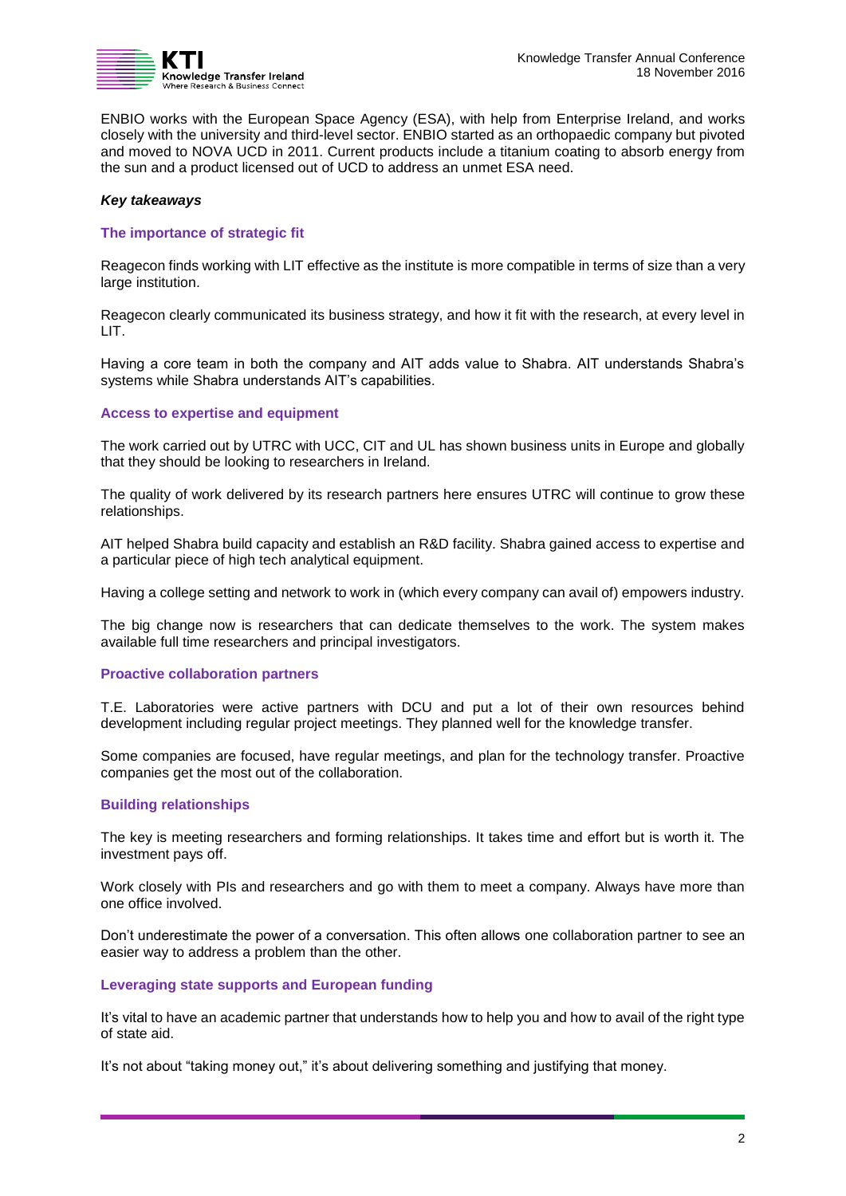ENBIO works with the European Space Agency (ESA), with help from Enterprise Ireland, and works closely with the university and third-level sector. ENBIO started as an orthopaedic company but pivoted and moved to NOVA UCD in 2011. Current products include a titanium coating to absorb energy from the sun and a product licensed out of UCD to address an unmet ESA need.

***Key takeaways***

### The importance of strategic fit

Reagecon finds working with LIT effective as the institute is more compatible in terms of size than a very large institution.

Reagecon clearly communicated its business strategy, and how it fit with the research, at every level in LIT.

Having a core team in both the company and AIT adds value to Shabra. AIT understands Shabra's systems while Shabra understands AIT's capabilities.

### Access to expertise and equipment

The work carried out by UTRC with UCC, CIT and UL has shown business units in Europe and globally that they should be looking to researchers in Ireland.

The quality of work delivered by its research partners here ensures UTRC will continue to grow these relationships.

AIT helped Shabra build capacity and establish an R&D facility. Shabra gained access to expertise and a particular piece of high tech analytical equipment.

Having a college setting and network to work in (which every company can avail of) empowers industry.

The big change now is researchers that can dedicate themselves to the work. The system makes available full time researchers and principal investigators.

### Proactive collaboration partners

T.E. Laboratories were active partners with DCU and put a lot of their own resources behind development including regular project meetings. They planned well for the knowledge transfer.

Some companies are focused, have regular meetings, and plan for the technology transfer. Proactive companies get the most out of the collaboration.

### Building relationships

The key is meeting researchers and forming relationships. It takes time and effort but is worth it. The investment pays off.

Work closely with PIs and researchers and go with them to meet a company. Always have more than one office involved.

Don't underestimate the power of a conversation. This often allows one collaboration partner to see an easier way to address a problem than the other.

### Leveraging state supports and European funding

It's vital to have an academic partner that understands how to help you and how to avail of the right type of state aid.

It's not about "taking money out," it's about delivering something and justifying that money.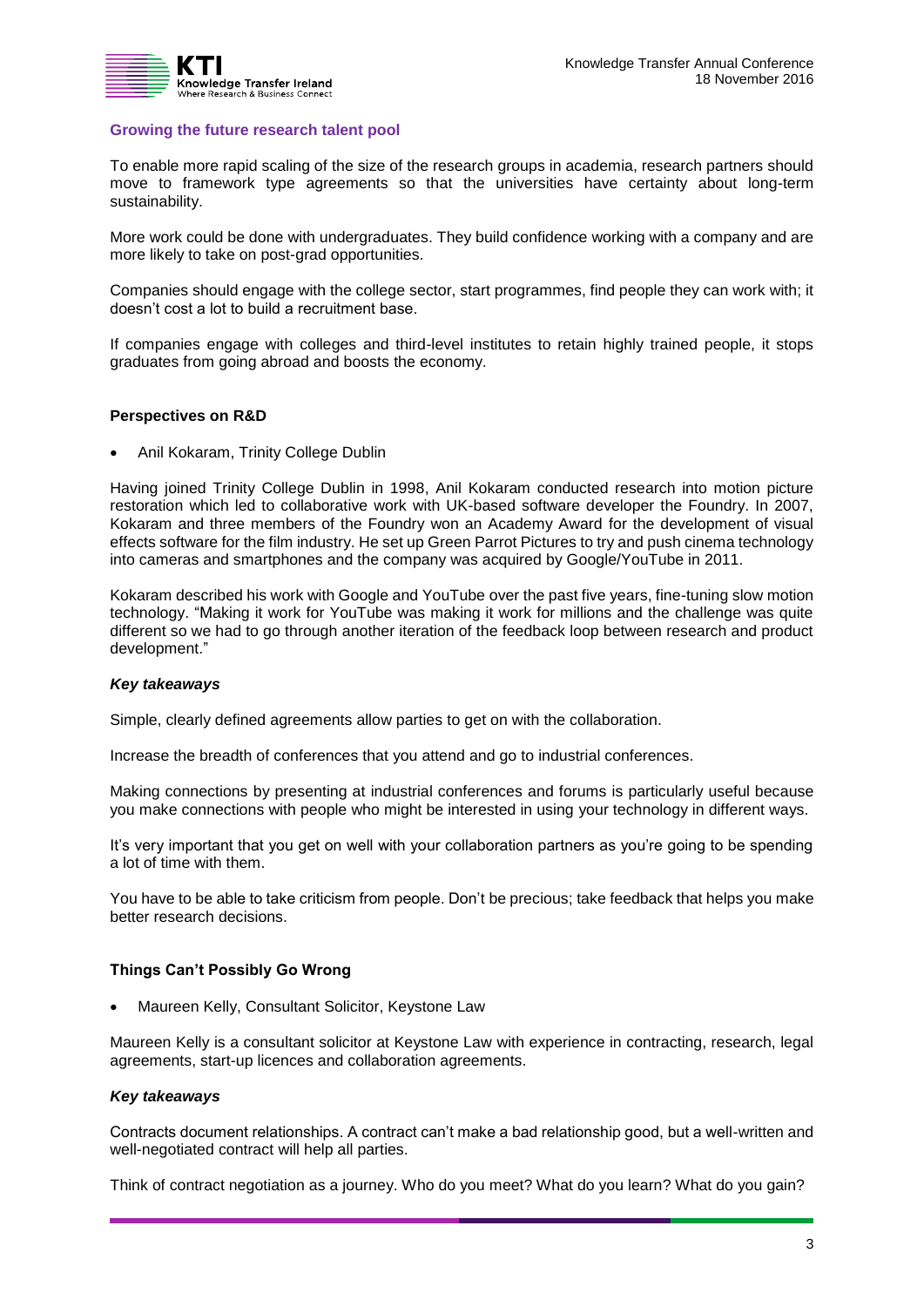### Growing the future research talent pool

To enable more rapid scaling of the size of the research groups in academia, research partners should move to framework type agreements so that the universities have certainty about long-term sustainability.

More work could be done with undergraduates. They build confidence working with a company and are more likely to take on post-grad opportunities.

Companies should engage with the college sector, start programmes, find people they can work with; it doesn't cost a lot to build a recruitment base.

If companies engage with colleges and third-level institutes to retain highly trained people, it stops graduates from going abroad and boosts the economy.

## Perspectives on R&D

- Anil Kokaram, Trinity College Dublin

Having joined Trinity College Dublin in 1998, Anil Kokaram conducted research into motion picture restoration which led to collaborative work with UK-based software developer the Foundry. In 2007, Kokaram and three members of the Foundry won an Academy Award for the development of visual effects software for the film industry. He set up Green Parrot Pictures to try and push cinema technology into cameras and smartphones and the company was acquired by Google/YouTube in 2011.

Kokaram described his work with Google and YouTube over the past five years, fine-tuning slow motion technology. "Making it work for YouTube was making it work for millions and the challenge was quite different so we had to go through another iteration of the feedback loop between research and product development."

### *Key takeaways*

Simple, clearly defined agreements allow parties to get on with the collaboration.

Increase the breadth of conferences that you attend and go to industrial conferences.

Making connections by presenting at industrial conferences and forums is particularly useful because you make connections with people who might be interested in using your technology in different ways.

It's very important that you get on well with your collaboration partners as you're going to be spending a lot of time with them.

You have to be able to take criticism from people. Don't be precious; take feedback that helps you make better research decisions.

## Things Can't Possibly Go Wrong

- Maureen Kelly, Consultant Solicitor, Keystone Law

Maureen Kelly is a consultant solicitor at Keystone Law with experience in contracting, research, legal agreements, start-up licences and collaboration agreements.

### *Key takeaways*

Contracts document relationships. A contract can't make a bad relationship good, but a well-written and well-negotiated contract will help all parties.

Think of contract negotiation as a journey. Who do you meet? What do you learn? What do you gain?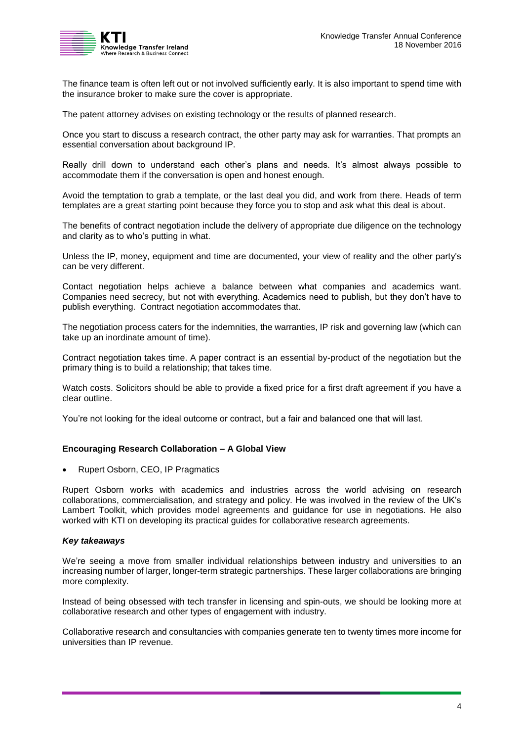The finance team is often left out or not involved sufficiently early. It is also important to spend time with the insurance broker to make sure the cover is appropriate.

The patent attorney advises on existing technology or the results of planned research.

Once you start to discuss a research contract, the other party may ask for warranties. That prompts an essential conversation about background IP.

Really drill down to understand each other's plans and needs. It's almost always possible to accommodate them if the conversation is open and honest enough.

Avoid the temptation to grab a template, or the last deal you did, and work from there. Heads of term templates are a great starting point because they force you to stop and ask what this deal is about.

The benefits of contract negotiation include the delivery of appropriate due diligence on the technology and clarity as to who's putting in what.

Unless the IP, money, equipment and time are documented, your view of reality and the other party's can be very different.

Contact negotiation helps achieve a balance between what companies and academics want. Companies need secrecy, but not with everything. Academics need to publish, but they don't have to publish everything. Contract negotiation accommodates that.

The negotiation process caters for the indemnities, the warranties, IP risk and governing law (which can take up an inordinate amount of time).

Contract negotiation takes time. A paper contract is an essential by-product of the negotiation but the primary thing is to build a relationship; that takes time.

Watch costs. Solicitors should be able to provide a fixed price for a first draft agreement if you have a clear outline.

You're not looking for the ideal outcome or contract, but a fair and balanced one that will last.

**Encouraging Research Collaboration – A Global View**

- Rupert Osborn, CEO, IP Pragmatics

Rupert Osborn works with academics and industries across the world advising on research collaborations, commercialisation, and strategy and policy. He was involved in the review of the UK's Lambert Toolkit, which provides model agreements and guidance for use in negotiations. He also worked with KTI on developing its practical guides for collaborative research agreements.

***Key takeaways***

We're seeing a move from smaller individual relationships between industry and universities to an increasing number of larger, longer-term strategic partnerships. These larger collaborations are bringing more complexity.

Instead of being obsessed with tech transfer in licensing and spin-outs, we should be looking more at collaborative research and other types of engagement with industry.

Collaborative research and consultancies with companies generate ten to twenty times more income for universities than IP revenue.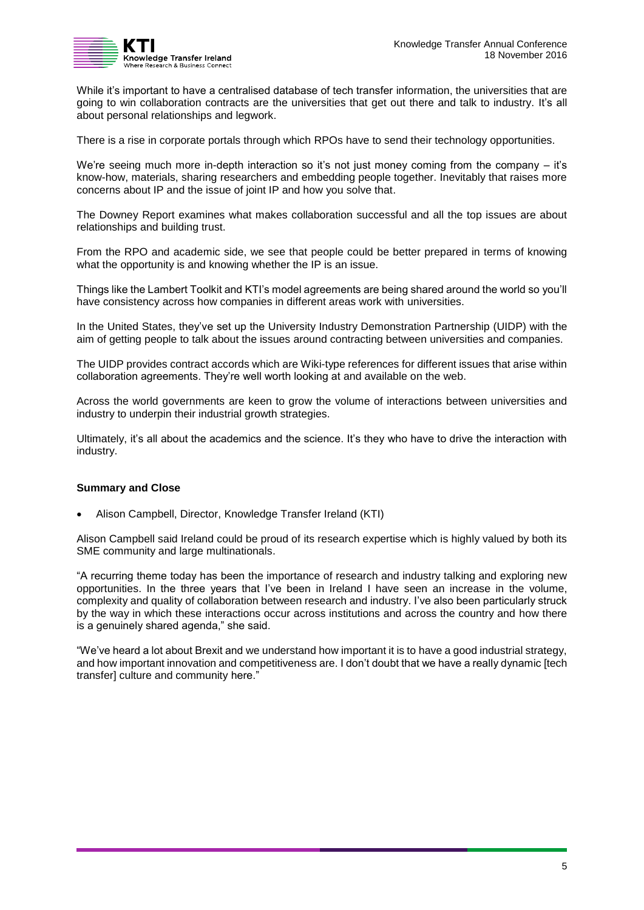While it's important to have a centralised database of tech transfer information, the universities that are going to win collaboration contracts are the universities that get out there and talk to industry. It's all about personal relationships and legwork.

There is a rise in corporate portals through which RPOs have to send their technology opportunities.

We're seeing much more in-depth interaction so it's not just money coming from the company – it's know-how, materials, sharing researchers and embedding people together. Inevitably that raises more concerns about IP and the issue of joint IP and how you solve that.

The Downey Report examines what makes collaboration successful and all the top issues are about relationships and building trust.

From the RPO and academic side, we see that people could be better prepared in terms of knowing what the opportunity is and knowing whether the IP is an issue.

Things like the Lambert Toolkit and KTI's model agreements are being shared around the world so you'll have consistency across how companies in different areas work with universities.

In the United States, they've set up the University Industry Demonstration Partnership (UIDP) with the aim of getting people to talk about the issues around contracting between universities and companies.

The UIDP provides contract accords which are Wiki-type references for different issues that arise within collaboration agreements. They're well worth looking at and available on the web.

Across the world governments are keen to grow the volume of interactions between universities and industry to underpin their industrial growth strategies.

Ultimately, it's all about the academics and the science. It's they who have to drive the interaction with industry.

**Summary and Close**

- Alison Campbell, Director, Knowledge Transfer Ireland (KTI)

Alison Campbell said Ireland could be proud of its research expertise which is highly valued by both its SME community and large multinationals.

"A recurring theme today has been the importance of research and industry talking and exploring new opportunities. In the three years that I've been in Ireland I have seen an increase in the volume, complexity and quality of collaboration between research and industry. I've also been particularly struck by the way in which these interactions occur across institutions and across the country and how there is a genuinely shared agenda," she said.

"We've heard a lot about Brexit and we understand how important it is to have a good industrial strategy, and how important innovation and competitiveness are. I don't doubt that we have a really dynamic [tech transfer] culture and community here."